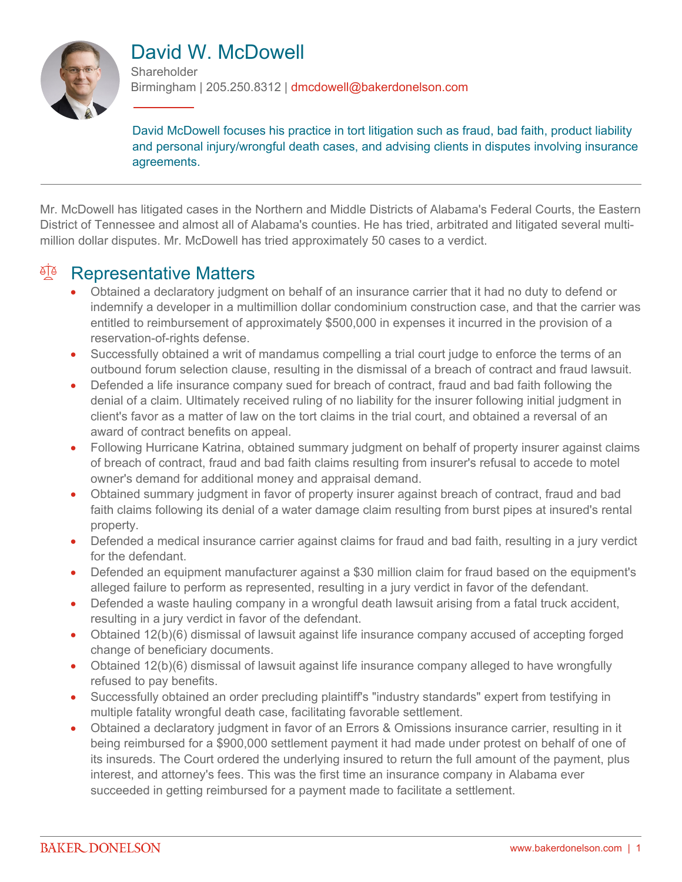# David W. McDowell

Shareholder

Birmingham | 205.250.8312 | dmcdowell@bakerdonelson.com

David McDowell focuses his practice in tort litigation such as fraud, bad faith, product liability and personal injury/wrongful death cases, and advising clients in disputes involving insurance agreements.

Mr. McDowell has litigated cases in the Northern and Middle Districts of Alabama's Federal Courts, the Eastern District of Tennessee and almost all of Alabama's counties. He has tried, arbitrated and litigated several multi-million dollar disputes. Mr. McDowell has tried approximately 50 cases to a verdict.

## Representative Matters

- Obtained a declaratory judgment on behalf of an insurance carrier that it had no duty to defend or indemnify a developer in a multimillion dollar condominium construction case, and that the carrier was entitled to reimbursement of approximately $500,000 in expenses it incurred in the provision of a reservation-of-rights defense.
- Successfully obtained a writ of mandamus compelling a trial court judge to enforce the terms of an outbound forum selection clause, resulting in the dismissal of a breach of contract and fraud lawsuit.
- Defended a life insurance company sued for breach of contract, fraud and bad faith following the denial of a claim. Ultimately received ruling of no liability for the insurer following initial judgment in client's favor as a matter of law on the tort claims in the trial court, and obtained a reversal of an award of contract benefits on appeal.
- Following Hurricane Katrina, obtained summary judgment on behalf of property insurer against claims of breach of contract, fraud and bad faith claims resulting from insurer's refusal to accede to motel owner's demand for additional money and appraisal demand.
- Obtained summary judgment in favor of property insurer against breach of contract, fraud and bad faith claims following its denial of a water damage claim resulting from burst pipes at insured's rental property.
- Defended a medical insurance carrier against claims for fraud and bad faith, resulting in a jury verdict for the defendant.
- Defended an equipment manufacturer against a $30 million claim for fraud based on the equipment's alleged failure to perform as represented, resulting in a jury verdict in favor of the defendant.
- Defended a waste hauling company in a wrongful death lawsuit arising from a fatal truck accident, resulting in a jury verdict in favor of the defendant.
- Obtained 12(b)(6) dismissal of lawsuit against life insurance company accused of accepting forged change of beneficiary documents.
- Obtained 12(b)(6) dismissal of lawsuit against life insurance company alleged to have wrongfully refused to pay benefits.
- Successfully obtained an order precluding plaintiff's "industry standards" expert from testifying in multiple fatality wrongful death case, facilitating favorable settlement.
- Obtained a declaratory judgment in favor of an Errors & Omissions insurance carrier, resulting in it being reimbursed for a $900,000 settlement payment it had made under protest on behalf of one of its insureds. The Court ordered the underlying insured to return the full amount of the payment, plus interest, and attorney's fees. This was the first time an insurance company in Alabama ever succeeded in getting reimbursed for a payment made to facilitate a settlement.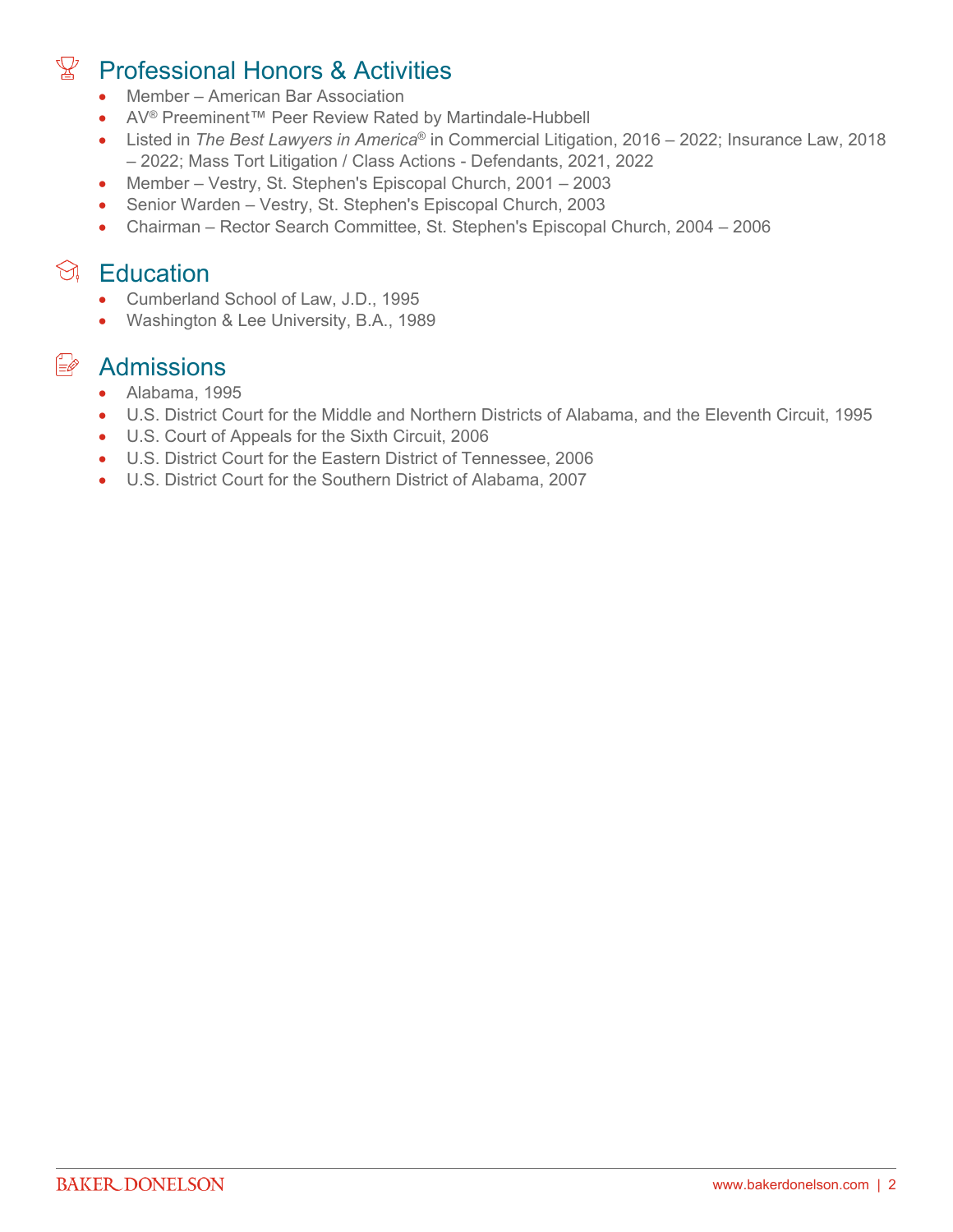## Professional Honors & Activities

- Member – American Bar Association
- AV® Preeminent™ Peer Review Rated by Martindale-Hubbell
- Listed in *The Best Lawyers in America®* in Commercial Litigation, 2016 – 2022; Insurance Law, 2018 – 2022; Mass Tort Litigation / Class Actions - Defendants, 2021, 2022
- Member – Vestry, St. Stephen's Episcopal Church, 2001 – 2003
- Senior Warden – Vestry, St. Stephen's Episcopal Church, 2003
- Chairman – Rector Search Committee, St. Stephen's Episcopal Church, 2004 – 2006

## Education

- Cumberland School of Law, J.D., 1995
- Washington & Lee University, B.A., 1989

## Admissions

- Alabama, 1995
- U.S. District Court for the Middle and Northern Districts of Alabama, and the Eleventh Circuit, 1995
- U.S. Court of Appeals for the Sixth Circuit, 2006
- U.S. District Court for the Eastern District of Tennessee, 2006
- U.S. District Court for the Southern District of Alabama, 2007